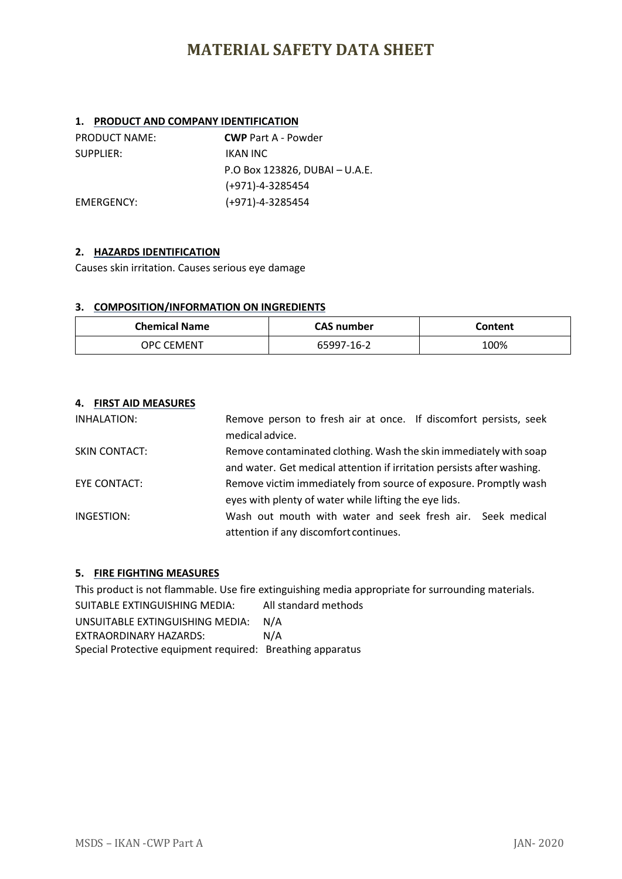# MATERIAL SAFETY DATA SHEET

## 1. PRODUCT AND COMPANY IDENTIFICATION

PRODUCT NAME: **CWP** Part A - Powder

SUPPLIER: IKAN INC
P.O Box 123826, DUBAI – U.A.E.
(+971)-4-3285454

EMERGENCY: (+971)-4-3285454

## 2. HAZARDS IDENTIFICATION

Causes skin irritation. Causes serious eye damage

## 3. COMPOSITION/INFORMATION ON INGREDIENTS

| Chemical Name | CAS number | Content |
|---|---|---|
| OPC CEMENT | 65997-16-2 | 100% |

## 4. FIRST AID MEASURES

INHALATION: Remove person to fresh air at once. If discomfort persists, seek medical advice.

SKIN CONTACT: Remove contaminated clothing. Wash the skin immediately with soap and water. Get medical attention if irritation persists after washing.

EYE CONTACT: Remove victim immediately from source of exposure. Promptly wash eyes with plenty of water while lifting the eye lids.

INGESTION: Wash out mouth with water and seek fresh air. Seek medical attention if any discomfort continues.

## 5. FIRE FIGHTING MEASURES

This product is not flammable. Use fire extinguishing media appropriate for surrounding materials.

SUITABLE EXTINGUISHING MEDIA: All standard methods

UNSUITABLE EXTINGUISHING MEDIA: N/A

EXTRAORDINARY HAZARDS: N/A

Special Protective equipment required: Breathing apparatus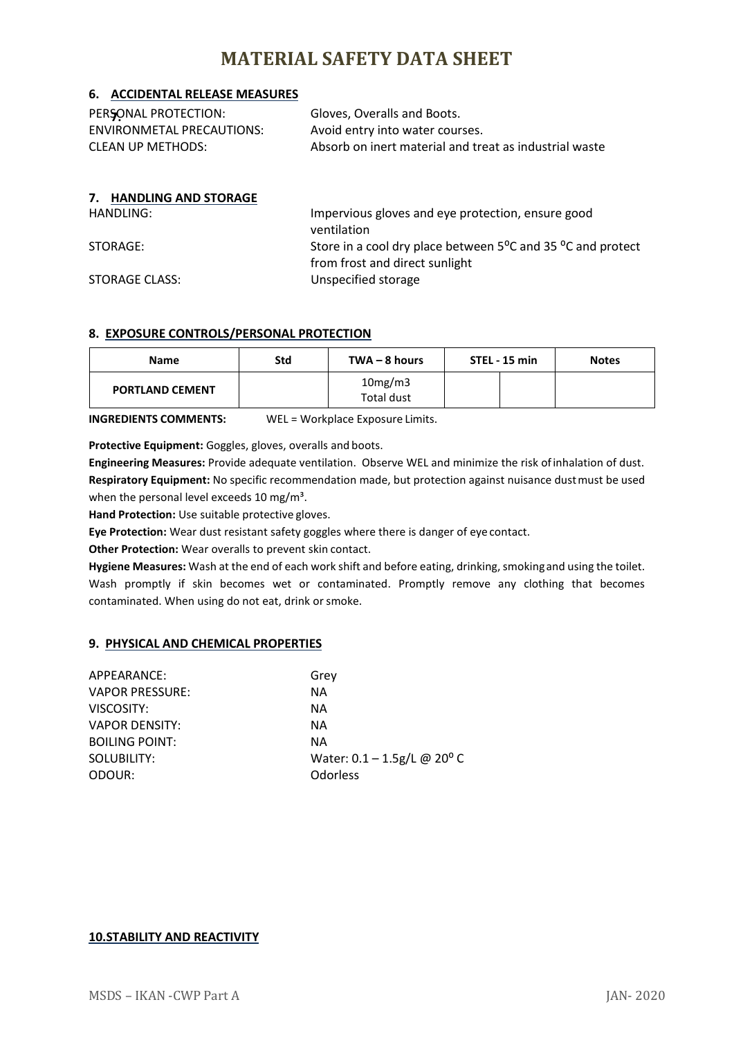# MATERIAL SAFETY DATA SHEET

## 6. ACCIDENTAL RELEASE MEASURES

PERSONAL PROTECTION: Gloves, Overalls and Boots.

ENVIRONMETAL PRECAUTIONS: Avoid entry into water courses.

CLEAN UP METHODS: Absorb on inert material and treat as industrial waste

## 7. HANDLING AND STORAGE

HANDLING: Impervious gloves and eye protection, ensure good ventilation

STORAGE: Store in a cool dry place between 5$^{o}$C and 35 $^{o}$C and protect from frost and direct sunlight

STORAGE CLASS: Unspecified storage

## 8. EXPOSURE CONTROLS/PERSONAL PROTECTION

| Name | Std | TWA – 8 hours | STEL - 15 min | | Notes |
|---|---|---|---|---|---|
| PORTLAND CEMENT | | 10mg/m3 Total dust | | | |

**INGREDIENTS COMMENTS:** WEL = Workplace Exposure Limits.

**Protective Equipment:** Goggles, gloves, overalls and boots.

**Engineering Measures:** Provide adequate ventilation. Observe WEL and minimize the risk of inhalation of dust.

**Respiratory Equipment:** No specific recommendation made, but protection against nuisance dust must be used when the personal level exceeds 10 mg/m³.

**Hand Protection:** Use suitable protective gloves.

**Eye Protection:** Wear dust resistant safety goggles where there is danger of eye contact.

**Other Protection:** Wear overalls to prevent skin contact.

**Hygiene Measures:** Wash at the end of each work shift and before eating, drinking, smoking and using the toilet. Wash promptly if skin becomes wet or contaminated. Promptly remove any clothing that becomes contaminated. When using do not eat, drink or smoke.

## 9. PHYSICAL AND CHEMICAL PROPERTIES

APPEARANCE: Grey

VAPOR PRESSURE: NA

VISCOSITY: NA

VAPOR DENSITY: NA

BOILING POINT: NA

SOLUBILITY: Water: 0.1 – 1.5g/L @ 20$^{0}$ C

ODOUR: Odorless

## 10.STABILITY AND REACTIVITY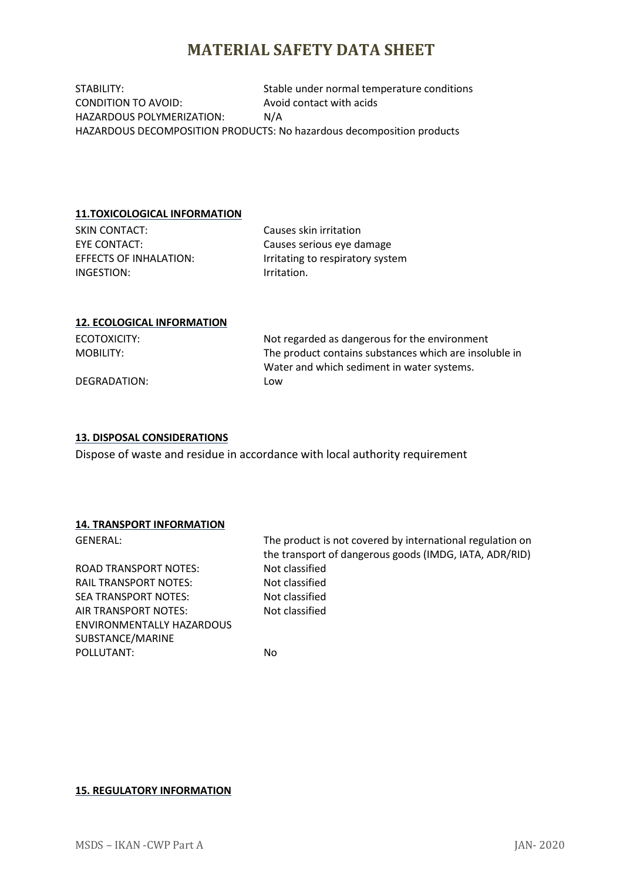# MATERIAL SAFETY DATA SHEET

STABILITY: Stable under normal temperature conditions
CONDITION TO AVOID: Avoid contact with acids
HAZARDOUS POLYMERIZATION: N/A
HAZARDOUS DECOMPOSITION PRODUCTS: No hazardous decomposition products

## 11.TOXICOLOGICAL INFORMATION

SKIN CONTACT: Causes skin irritation
EYE CONTACT: Causes serious eye damage
EFFECTS OF INHALATION: Irritating to respiratory system
INGESTION: Irritation.

## 12. ECOLOGICAL INFORMATION

ECOTOXICITY: Not regarded as dangerous for the environment
MOBILITY: The product contains substances which are insoluble in Water and which sediment in water systems.
DEGRADATION: Low

## 13. DISPOSAL CONSIDERATIONS

Dispose of waste and residue in accordance with local authority requirement

## 14. TRANSPORT INFORMATION

GENERAL: The product is not covered by international regulation on the transport of dangerous goods (IMDG, IATA, ADR/RID)
ROAD TRANSPORT NOTES: Not classified
RAIL TRANSPORT NOTES: Not classified
SEA TRANSPORT NOTES: Not classified
AIR TRANSPORT NOTES: Not classified
ENVIRONMENTALLY HAZARDOUS SUBSTANCE/MARINE POLLUTANT: No

## 15. REGULATORY INFORMATION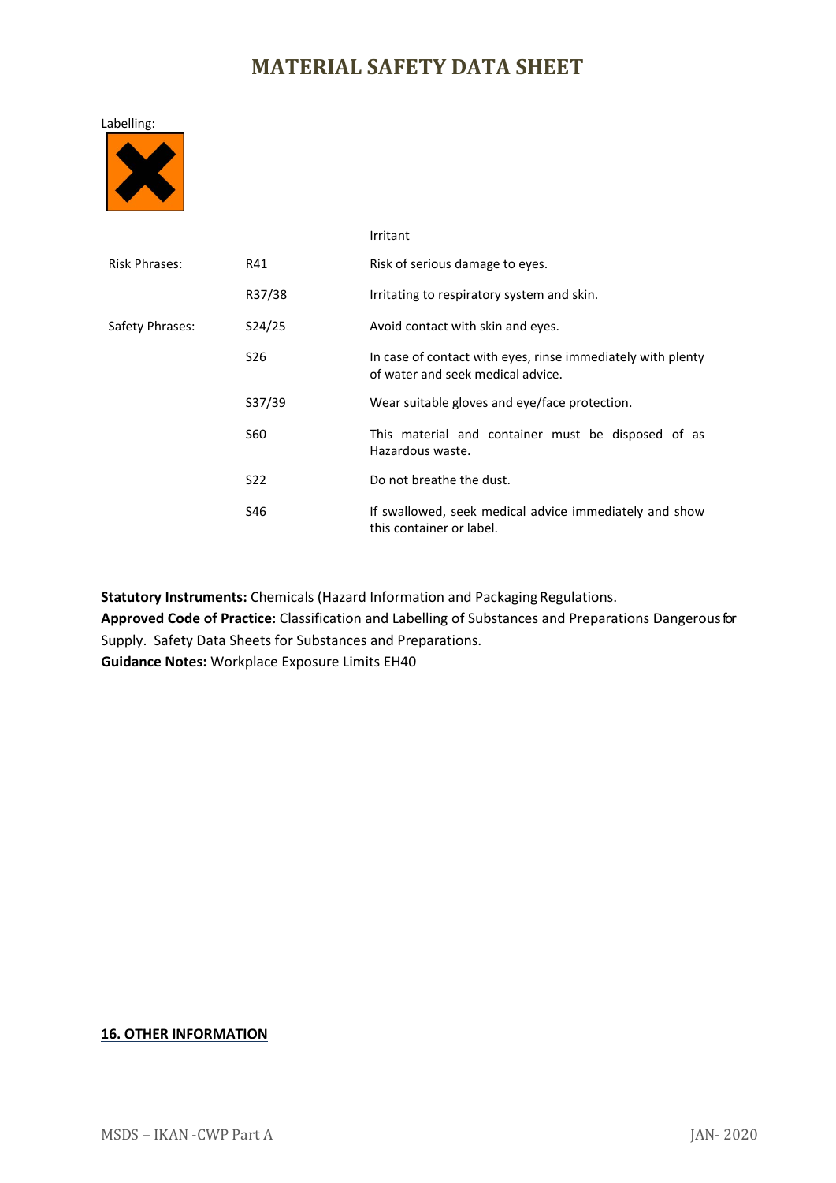# MATERIAL SAFETY DATA SHEET

Labelling:

| | | Irritant |
|---|---|---|
| Risk Phrases: | R41 | Risk of serious damage to eyes. |
| | R37/38 | Irritating to respiratory system and skin. |
| Safety Phrases: | S24/25 | Avoid contact with skin and eyes. |
| | S26 | In case of contact with eyes, rinse immediately with plenty of water and seek medical advice. |
| | S37/39 | Wear suitable gloves and eye/face protection. |
| | S60 | This material and container must be disposed of as Hazardous waste. |
| | S22 | Do not breathe the dust. |
| | S46 | If swallowed, seek medical advice immediately and show this container or label. |

**Statutory Instruments:** Chemicals (Hazard Information and Packaging Regulations.
**Approved Code of Practice:** Classification and Labelling of Substances and Preparations Dangerous for Supply. Safety Data Sheets for Substances and Preparations.
**Guidance Notes:** Workplace Exposure Limits EH40

## 16. OTHER INFORMATION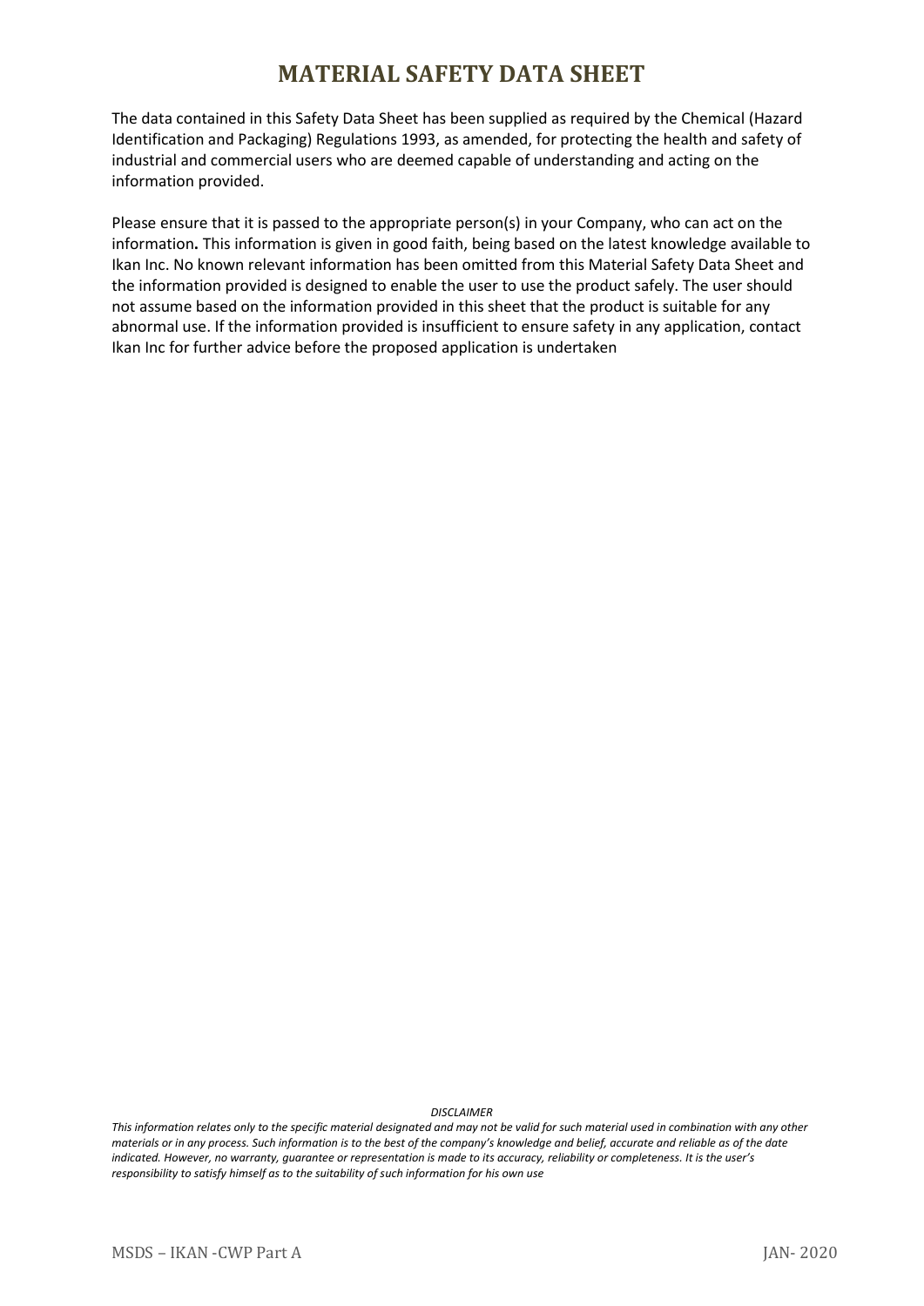# MATERIAL SAFETY DATA SHEET

The data contained in this Safety Data Sheet has been supplied as required by the Chemical (Hazard Identification and Packaging) Regulations 1993, as amended, for protecting the health and safety of industrial and commercial users who are deemed capable of understanding and acting on the information provided.

Please ensure that it is passed to the appropriate person(s) in your Company, who can act on the information**.** This information is given in good faith, being based on the latest knowledge available to Ikan Inc. No known relevant information has been omitted from this Material Safety Data Sheet and the information provided is designed to enable the user to use the product safely. The user should not assume based on the information provided in this sheet that the product is suitable for any abnormal use. If the information provided is insufficient to ensure safety in any application, contact Ikan Inc for further advice before the proposed application is undertaken

*DISCLAIMER*

*This information relates only to the specific material designated and may not be valid for such material used in combination with any other materials or in any process. Such information is to the best of the company's knowledge and belief, accurate and reliable as of the date indicated. However, no warranty, guarantee or representation is made to its accuracy, reliability or completeness. It is the user's responsibility to satisfy himself as to the suitability of such information for his own use*